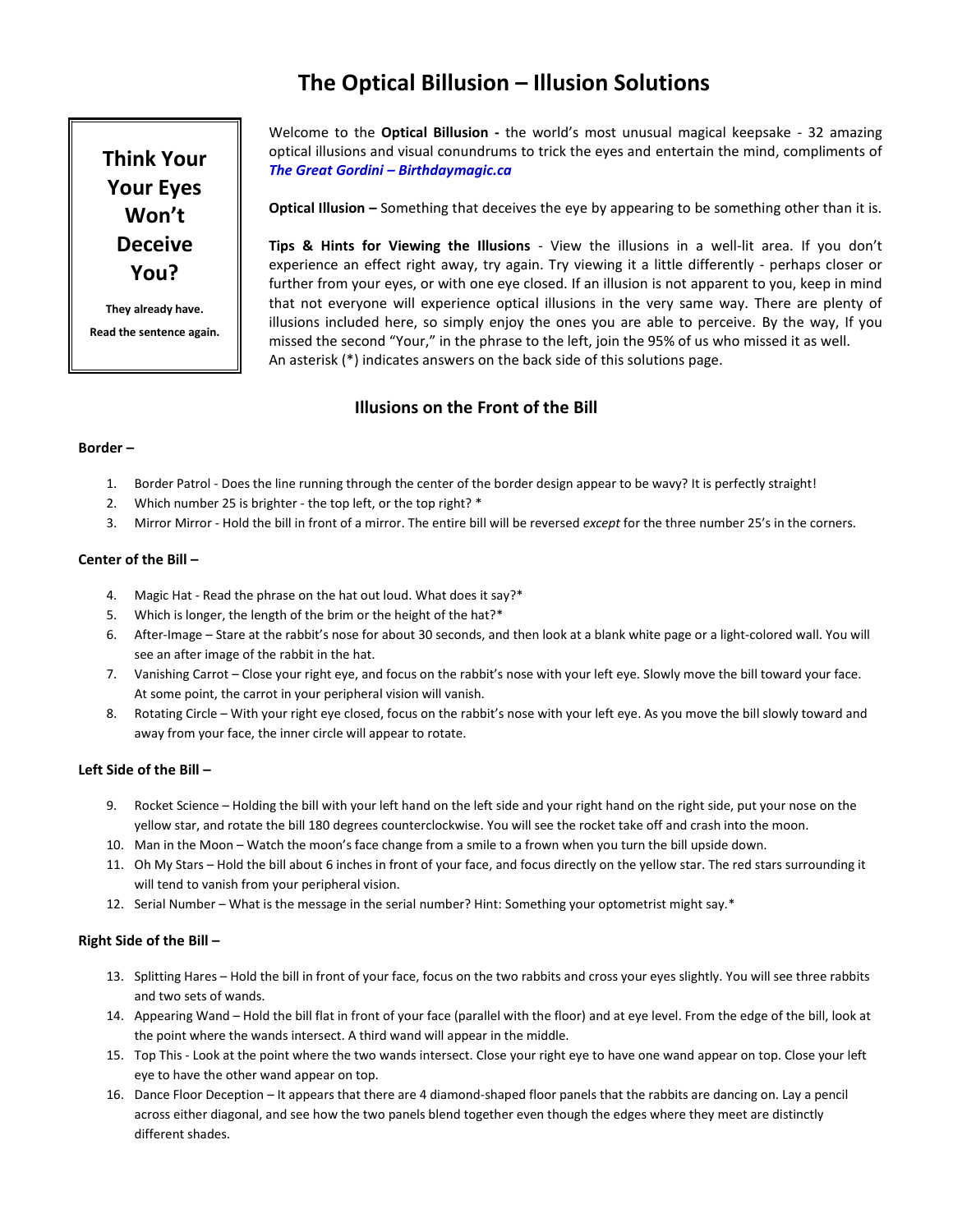# The Optical Billusion – Illusion Solutions

> **Think Your Your Eyes Won't Deceive You?**
>
> **They already have.**
>
> **Read the sentence again.**

Welcome to the **Optical Billusion -** the world's most unusual magical keepsake - 32 amazing optical illusions and visual conundrums to trick the eyes and entertain the mind, compliments of ***The Great Gordini – Birthdaymagic.ca***

**Optical Illusion –** Something that deceives the eye by appearing to be something other than it is.

**Tips & Hints for Viewing the Illusions** - View the illusions in a well-lit area. If you don't experience an effect right away, try again. Try viewing it a little differently - perhaps closer or further from your eyes, or with one eye closed. If an illusion is not apparent to you, keep in mind that not everyone will experience optical illusions in the very same way. There are plenty of illusions included here, so simply enjoy the ones you are able to perceive. By the way, If you missed the second "Your," in the phrase to the left, join the 95% of us who missed it as well.
An asterisk (*) indicates answers on the back side of this solutions page.

## Illusions on the Front of the Bill

### Border –

1. Border Patrol - Does the line running through the center of the border design appear to be wavy? It is perfectly straight!
2. Which number 25 is brighter - the top left, or the top right? *
3. Mirror Mirror - Hold the bill in front of a mirror. The entire bill will be reversed *except* for the three number 25's in the corners.

### Center of the Bill –

4. Magic Hat - Read the phrase on the hat out loud. What does it say?*
5. Which is longer, the length of the brim or the height of the hat?*
6. After-Image – Stare at the rabbit's nose for about 30 seconds, and then look at a blank white page or a light-colored wall. You will see an after image of the rabbit in the hat.
7. Vanishing Carrot – Close your right eye, and focus on the rabbit's nose with your left eye. Slowly move the bill toward your face. At some point, the carrot in your peripheral vision will vanish.
8. Rotating Circle – With your right eye closed, focus on the rabbit's nose with your left eye. As you move the bill slowly toward and away from your face, the inner circle will appear to rotate.

### Left Side of the Bill –

9. Rocket Science – Holding the bill with your left hand on the left side and your right hand on the right side, put your nose on the yellow star, and rotate the bill 180 degrees counterclockwise. You will see the rocket take off and crash into the moon.
10. Man in the Moon – Watch the moon's face change from a smile to a frown when you turn the bill upside down.
11. Oh My Stars – Hold the bill about 6 inches in front of your face, and focus directly on the yellow star. The red stars surrounding it will tend to vanish from your peripheral vision.
12. Serial Number – What is the message in the serial number? Hint: Something your optometrist might say.*

### Right Side of the Bill –

13. Splitting Hares – Hold the bill in front of your face, focus on the two rabbits and cross your eyes slightly. You will see three rabbits and two sets of wands.
14. Appearing Wand – Hold the bill flat in front of your face (parallel with the floor) and at eye level. From the edge of the bill, look at the point where the wands intersect. A third wand will appear in the middle.
15. Top This - Look at the point where the two wands intersect. Close your right eye to have one wand appear on top. Close your left eye to have the other wand appear on top.
16. Dance Floor Deception – It appears that there are 4 diamond-shaped floor panels that the rabbits are dancing on. Lay a pencil across either diagonal, and see how the two panels blend together even though the edges where they meet are distinctly different shades.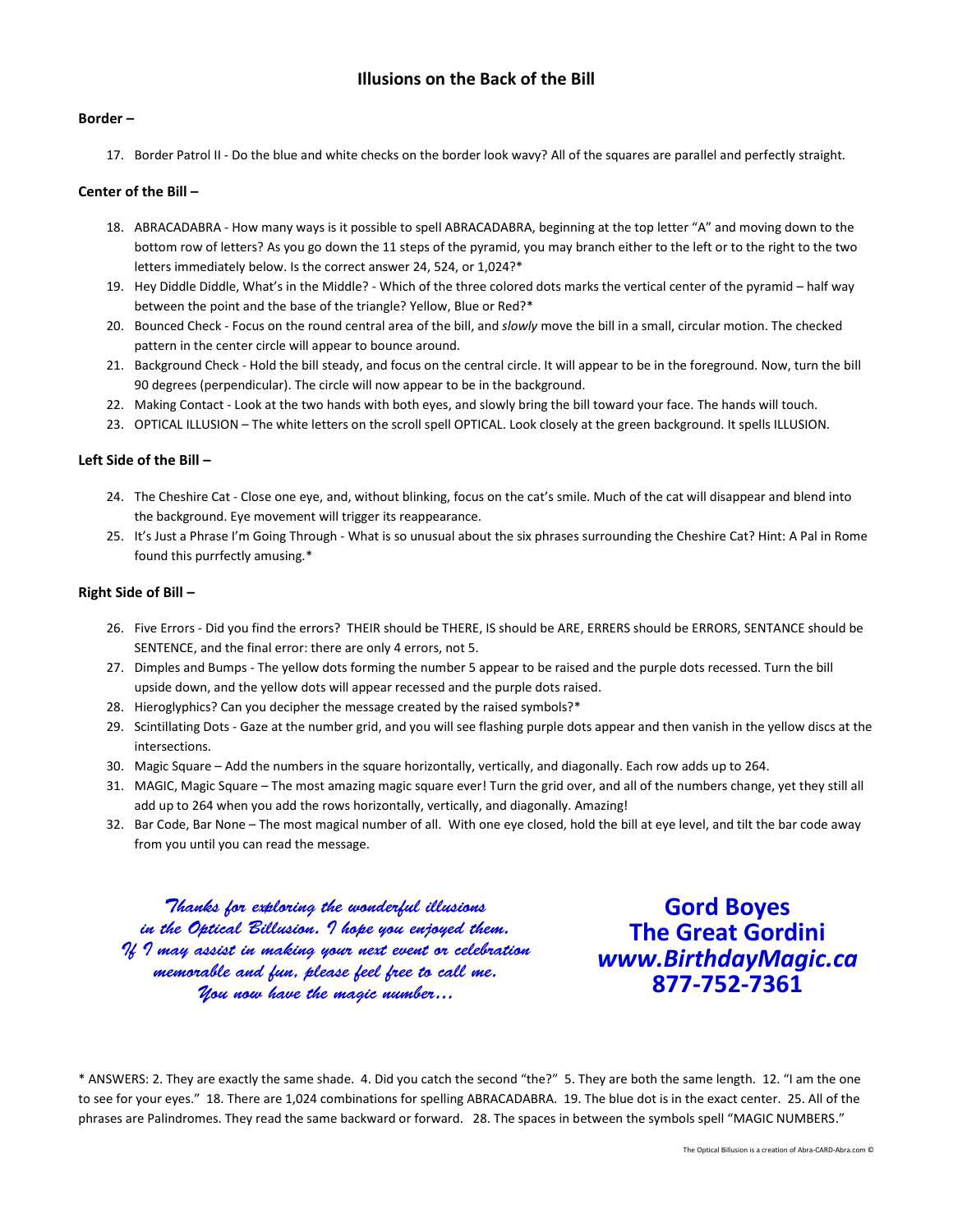## Illusions on the Back of the Bill

**Border –**

17. Border Patrol II - Do the blue and white checks on the border look wavy? All of the squares are parallel and perfectly straight.

**Center of the Bill –**

18. ABRACADABRA - How many ways is it possible to spell ABRACADABRA, beginning at the top letter "A" and moving down to the bottom row of letters? As you go down the 11 steps of the pyramid, you may branch either to the left or to the right to the two letters immediately below. Is the correct answer 24, 524, or 1,024?*
19. Hey Diddle Diddle, What's in the Middle? - Which of the three colored dots marks the vertical center of the pyramid – half way between the point and the base of the triangle? Yellow, Blue or Red?*
20. Bounced Check - Focus on the round central area of the bill, and *slowly* move the bill in a small, circular motion. The checked pattern in the center circle will appear to bounce around.
21. Background Check - Hold the bill steady, and focus on the central circle. It will appear to be in the foreground. Now, turn the bill 90 degrees (perpendicular). The circle will now appear to be in the background.
22. Making Contact - Look at the two hands with both eyes, and slowly bring the bill toward your face. The hands will touch.
23. OPTICAL ILLUSION – The white letters on the scroll spell OPTICAL. Look closely at the green background. It spells ILLUSION.

**Left Side of the Bill –**

24. The Cheshire Cat - Close one eye, and, without blinking, focus on the cat's smile. Much of the cat will disappear and blend into the background. Eye movement will trigger its reappearance.
25. It's Just a Phrase I'm Going Through - What is so unusual about the six phrases surrounding the Cheshire Cat? Hint: A Pal in Rome found this purrfectly amusing.*

**Right Side of Bill –**

26. Five Errors - Did you find the errors? THEIR should be THERE, IS should be ARE, ERRERS should be ERRORS, SENTANCE should be SENTENCE, and the final error: there are only 4 errors, not 5.
27. Dimples and Bumps - The yellow dots forming the number 5 appear to be raised and the purple dots recessed. Turn the bill upside down, and the yellow dots will appear recessed and the purple dots raised.
28. Hieroglyphics? Can you decipher the message created by the raised symbols?*
29. Scintillating Dots - Gaze at the number grid, and you will see flashing purple dots appear and then vanish in the yellow discs at the intersections.
30. Magic Square – Add the numbers in the square horizontally, vertically, and diagonally. Each row adds up to 264.
31. MAGIC, Magic Square – The most amazing magic square ever! Turn the grid over, and all of the numbers change, yet they still all add up to 264 when you add the rows horizontally, vertically, and diagonally. Amazing!
32. Bar Code, Bar None – The most magical number of all. With one eye closed, hold the bill at eye level, and tilt the bar code away from you until you can read the message.

*Thanks for exploring the wonderful illusions in the Optical Billusion. I hope you enjoyed them. If I may assist in making your next event or celebration memorable and fun, please feel free to call me. You now have the magic number…*

**Gord Boyes**
**The Great Gordini**
***www.BirthdayMagic.ca***
**877-752-7361**

\* ANSWERS: 2. They are exactly the same shade. 4. Did you catch the second "the?" 5. They are both the same length. 12. "I am the one to see for your eyes." 18. There are 1,024 combinations for spelling ABRACADABRA. 19. The blue dot is in the exact center. 25. All of the phrases are Palindromes. They read the same backward or forward. 28. The spaces in between the symbols spell "MAGIC NUMBERS."

The Optical Billusion is a creation of Abra-CARD-Abra.com ©